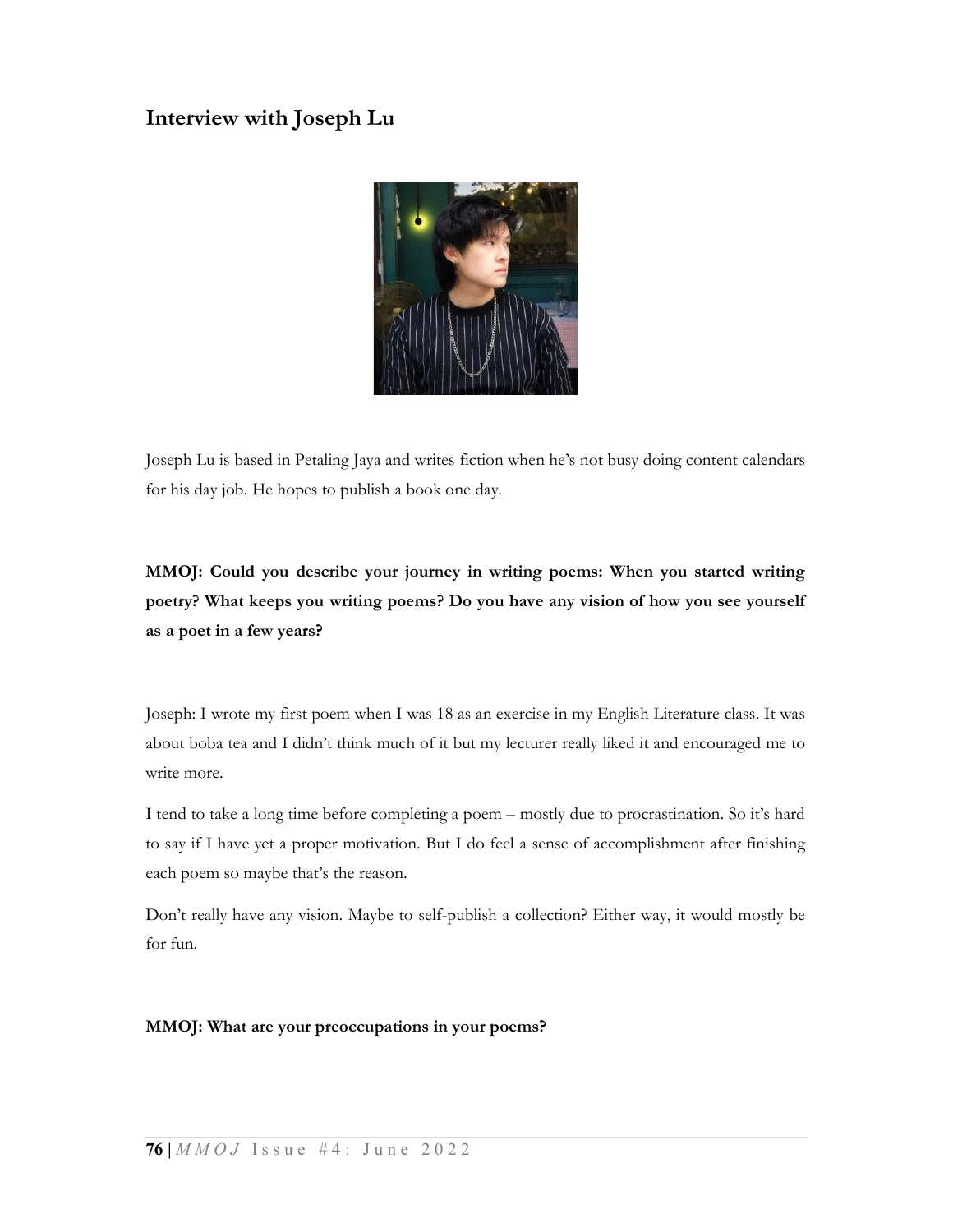# Interview with Joseph Lu

Joseph Lu is based in Petaling Jaya and writes fiction when he's not busy doing content calendars for his day job. He hopes to publish a book one day.

**MMOJ: Could you describe your journey in writing poems: When you started writing poetry? What keeps you writing poems? Do you have any vision of how you see yourself as a poet in a few years?**

Joseph: I wrote my first poem when I was 18 as an exercise in my English Literature class. It was about boba tea and I didn't think much of it but my lecturer really liked it and encouraged me to write more.

I tend to take a long time before completing a poem – mostly due to procrastination. So it's hard to say if I have yet a proper motivation. But I do feel a sense of accomplishment after finishing each poem so maybe that's the reason.

Don't really have any vision. Maybe to self-publish a collection? Either way, it would mostly be for fun.

**MMOJ: What are your preoccupations in your poems?**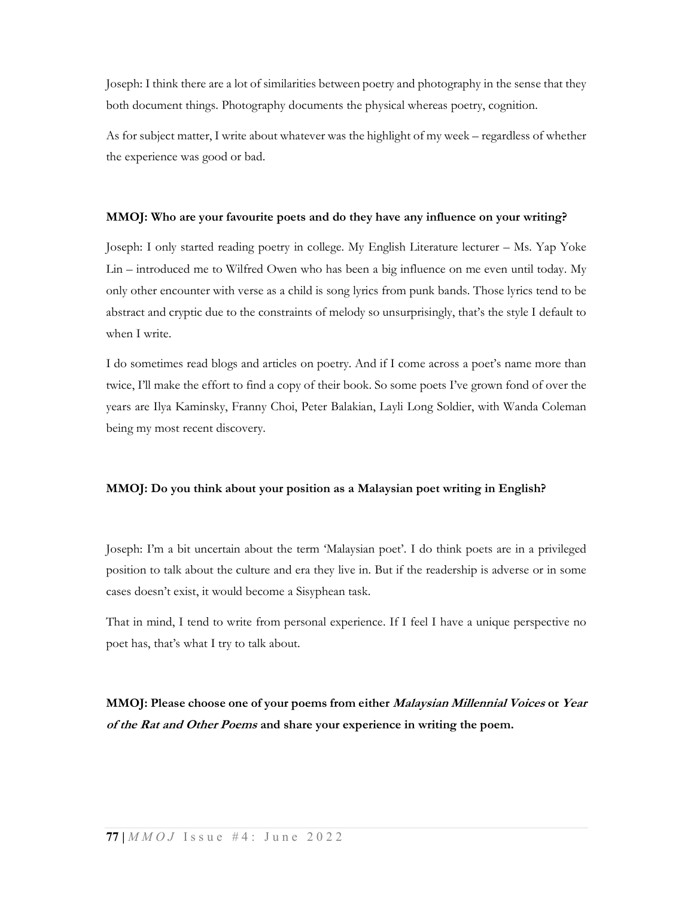Joseph: I think there are a lot of similarities between poetry and photography in the sense that they both document things. Photography documents the physical whereas poetry, cognition.

As for subject matter, I write about whatever was the highlight of my week – regardless of whether the experience was good or bad.

**MMOJ: Who are your favourite poets and do they have any influence on your writing?**

Joseph: I only started reading poetry in college. My English Literature lecturer – Ms. Yap Yoke Lin – introduced me to Wilfred Owen who has been a big influence on me even until today. My only other encounter with verse as a child is song lyrics from punk bands. Those lyrics tend to be abstract and cryptic due to the constraints of melody so unsurprisingly, that's the style I default to when I write.

I do sometimes read blogs and articles on poetry. And if I come across a poet's name more than twice, I'll make the effort to find a copy of their book. So some poets I've grown fond of over the years are Ilya Kaminsky, Franny Choi, Peter Balakian, Layli Long Soldier, with Wanda Coleman being my most recent discovery.

**MMOJ: Do you think about your position as a Malaysian poet writing in English?**

Joseph: I'm a bit uncertain about the term 'Malaysian poet'. I do think poets are in a privileged position to talk about the culture and era they live in. But if the readership is adverse or in some cases doesn't exist, it would become a Sisyphean task.

That in mind, I tend to write from personal experience. If I feel I have a unique perspective no poet has, that's what I try to talk about.

**MMOJ: Please choose one of your poems from either *Malaysian Millennial Voices* or *Year of the Rat and Other Poems* and share your experience in writing the poem.**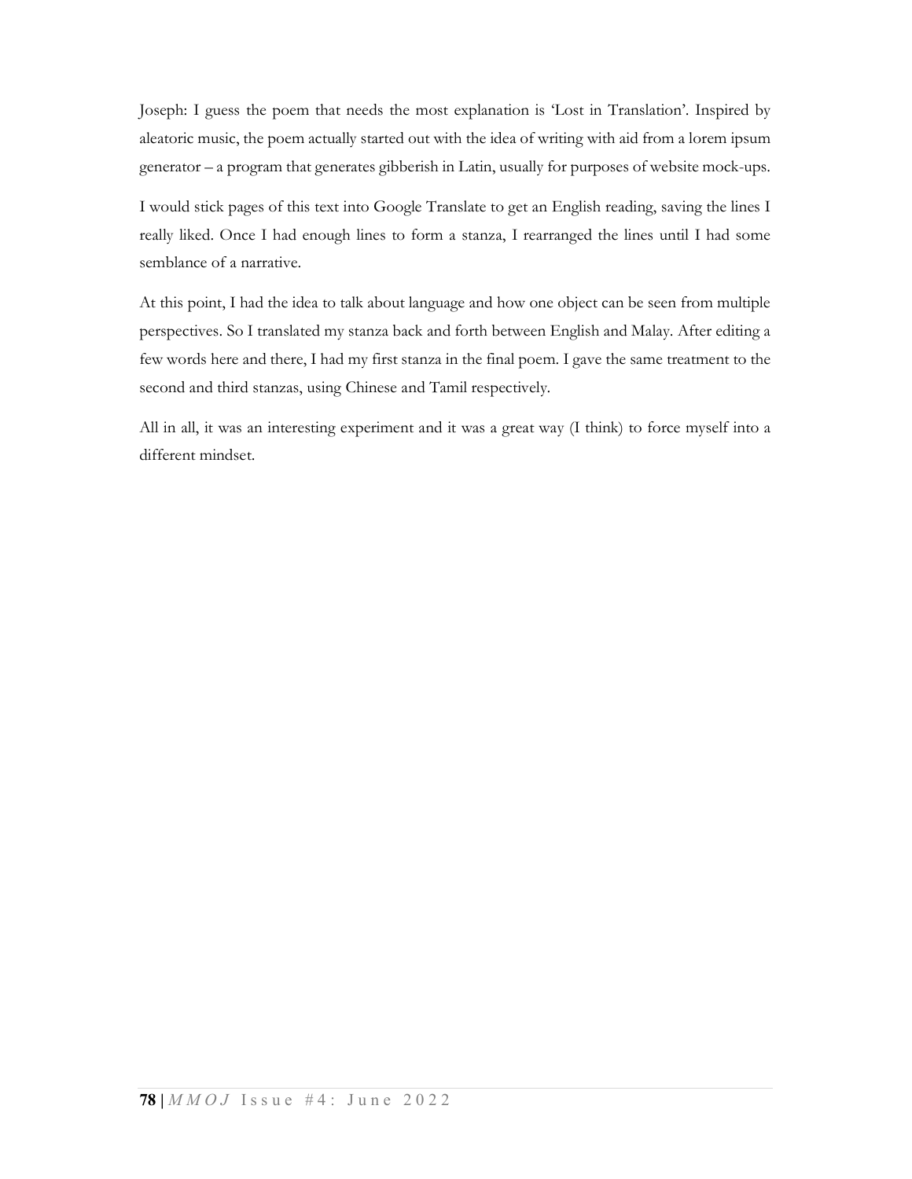Joseph: I guess the poem that needs the most explanation is 'Lost in Translation'. Inspired by aleatoric music, the poem actually started out with the idea of writing with aid from a lorem ipsum generator – a program that generates gibberish in Latin, usually for purposes of website mock-ups.

I would stick pages of this text into Google Translate to get an English reading, saving the lines I really liked. Once I had enough lines to form a stanza, I rearranged the lines until I had some semblance of a narrative.

At this point, I had the idea to talk about language and how one object can be seen from multiple perspectives. So I translated my stanza back and forth between English and Malay. After editing a few words here and there, I had my first stanza in the final poem. I gave the same treatment to the second and third stanzas, using Chinese and Tamil respectively.

All in all, it was an interesting experiment and it was a great way (I think) to force myself into a different mindset.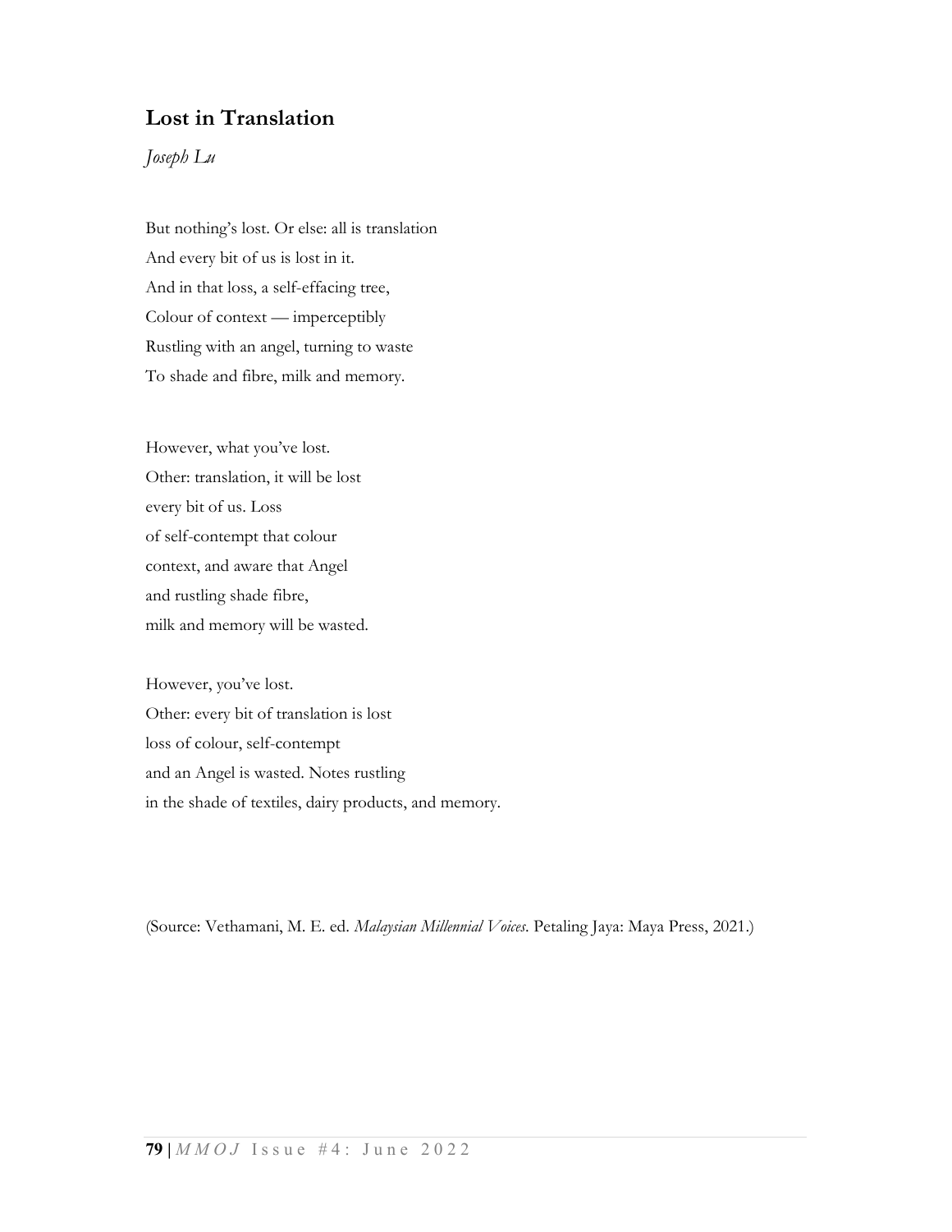## Lost in Translation

*Joseph Lu*

But nothing's lost. Or else: all is translation  
And every bit of us is lost in it.  
And in that loss, a self-effacing tree,  
Colour of context — imperceptibly  
Rustling with an angel, turning to waste  
To shade and fibre, milk and memory.

However, what you've lost.  
Other: translation, it will be lost  
every bit of us. Loss  
of self-contempt that colour  
context, and aware that Angel  
and rustling shade fibre,  
milk and memory will be wasted.

However, you've lost.  
Other: every bit of translation is lost  
loss of colour, self-contempt  
and an Angel is wasted. Notes rustling  
in the shade of textiles, dairy products, and memory.

(Source: Vethamani, M. E. ed. *Malaysian Millennial Voices*. Petaling Jaya: Maya Press, 2021.)